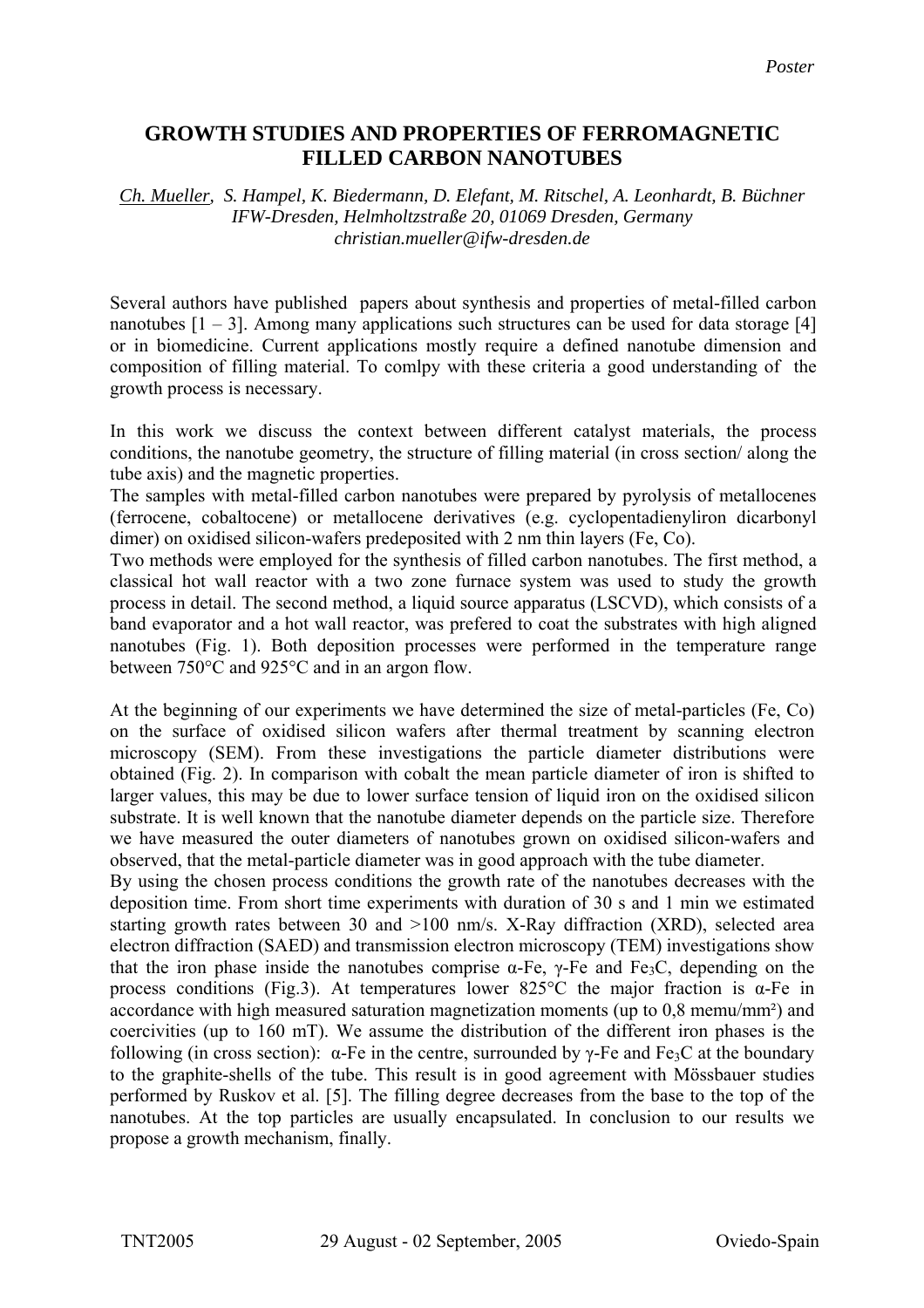*Poster*

# GROWTH STUDIES AND PROPERTIES OF FERROMAGNETIC FILLED CARBON NANOTUBES

*Ch. Mueller, S. Hampel, K. Biedermann, D. Elefant, M. Ritschel, A. Leonhardt, B. Büchner*
*IFW-Dresden, Helmholtzstraße 20, 01069 Dresden, Germany*
*christian.mueller@ifw-dresden.de*

Several authors have published papers about synthesis and properties of metal-filled carbon nanotubes [1 – 3]. Among many applications such structures can be used for data storage [4] or in biomedicine. Current applications mostly require a defined nanotube dimension and composition of filling material. To comlpy with these criteria a good understanding of the growth process is necessary.

In this work we discuss the context between different catalyst materials, the process conditions, the nanotube geometry, the structure of filling material (in cross section/ along the tube axis) and the magnetic properties.
The samples with metal-filled carbon nanotubes were prepared by pyrolysis of metallocenes (ferrocene, cobaltocene) or metallocene derivatives (e.g. cyclopentadienyliron dicarbonyl dimer) on oxidised silicon-wafers predeposited with 2 nm thin layers (Fe, Co).
Two methods were employed for the synthesis of filled carbon nanotubes. The first method, a classical hot wall reactor with a two zone furnace system was used to study the growth process in detail. The second method, a liquid source apparatus (LSCVD), which consists of a band evaporator and a hot wall reactor, was prefered to coat the substrates with high aligned nanotubes (Fig. 1). Both deposition processes were performed in the temperature range between 750°C and 925°C and in an argon flow.

At the beginning of our experiments we have determined the size of metal-particles (Fe, Co) on the surface of oxidised silicon wafers after thermal treatment by scanning electron microscopy (SEM). From these investigations the particle diameter distributions were obtained (Fig. 2). In comparison with cobalt the mean particle diameter of iron is shifted to larger values, this may be due to lower surface tension of liquid iron on the oxidised silicon substrate. It is well known that the nanotube diameter depends on the particle size. Therefore we have measured the outer diameters of nanotubes grown on oxidised silicon-wafers and observed, that the metal-particle diameter was in good approach with the tube diameter.
By using the chosen process conditions the growth rate of the nanotubes decreases with the deposition time. From short time experiments with duration of 30 s and 1 min we estimated starting growth rates between 30 and >100 nm/s. X-Ray diffraction (XRD), selected area electron diffraction (SAED) and transmission electron microscopy (TEM) investigations show that the iron phase inside the nanotubes comprise α-Fe, γ-Fe and $Fe_3C$, depending on the process conditions (Fig.3). At temperatures lower 825°C the major fraction is α-Fe in accordance with high measured saturation magnetization moments (up to 0,8 memu/mm²) and coercivities (up to 160 mT). We assume the distribution of the different iron phases is the following (in cross section): α-Fe in the centre, surrounded by γ-Fe and $Fe_3C$ at the boundary to the graphite-shells of the tube. This result is in good agreement with Mössbauer studies performed by Ruskov et al. [5]. The filling degree decreases from the base to the top of the nanotubes. At the top particles are usually encapsulated. In conclusion to our results we propose a growth mechanism, finally.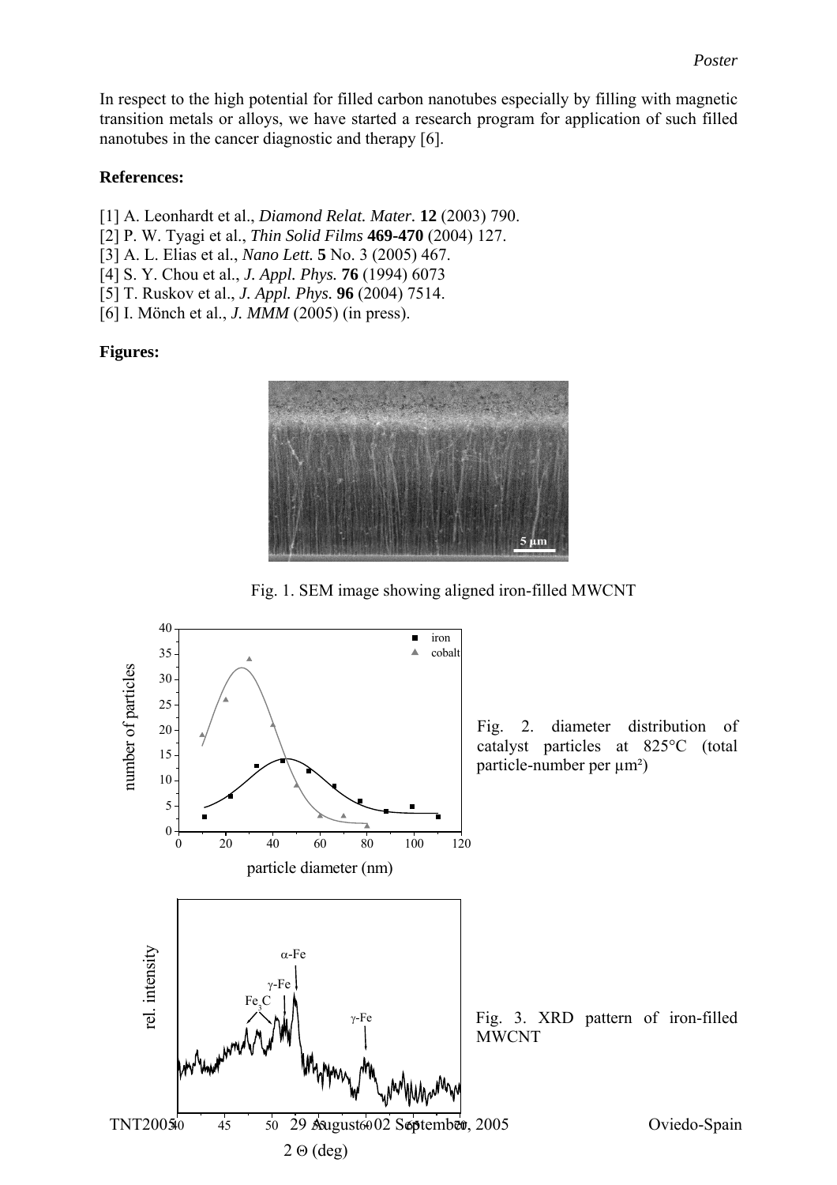In respect to the high potential for filled carbon nanotubes especially by filling with magnetic transition metals or alloys, we have started a research program for application of such filled nanotubes in the cancer diagnostic and therapy [6].

**References:**

[1] A. Leonhardt et al., *Diamond Relat. Mater.* **12** (2003) 790.
[2] P. W. Tyagi et al., *Thin Solid Films* **469-470** (2004) 127.
[3] A. L. Elias et al., *Nano Lett.* **5** No. 3 (2005) 467.
[4] S. Y. Chou et al., *J. Appl. Phys.* **76** (1994) 6073
[5] T. Ruskov et al., *J. Appl. Phys.* **96** (2004) 7514.
[6] I. Mönch et al., *J. MMM* (2005) (in press).

**Figures:**

5 µm

Fig. 1. SEM image showing aligned iron-filled MWCNT

number of particles
0
5
10
15
20
25
30
35
40
particle diameter (nm)
0
20
40
60
80
100
120
iron
cobalt

Fig. 2. diameter distribution of catalyst particles at 825°C (total particle-number per µm²)

rel. intensity
2 Θ (deg)
40
45
50
55
60
65
70
$Fe_3C$
γ-Fe
α-Fe
γ-Fe

Fig. 3. XRD pattern of iron-filled MWCNT